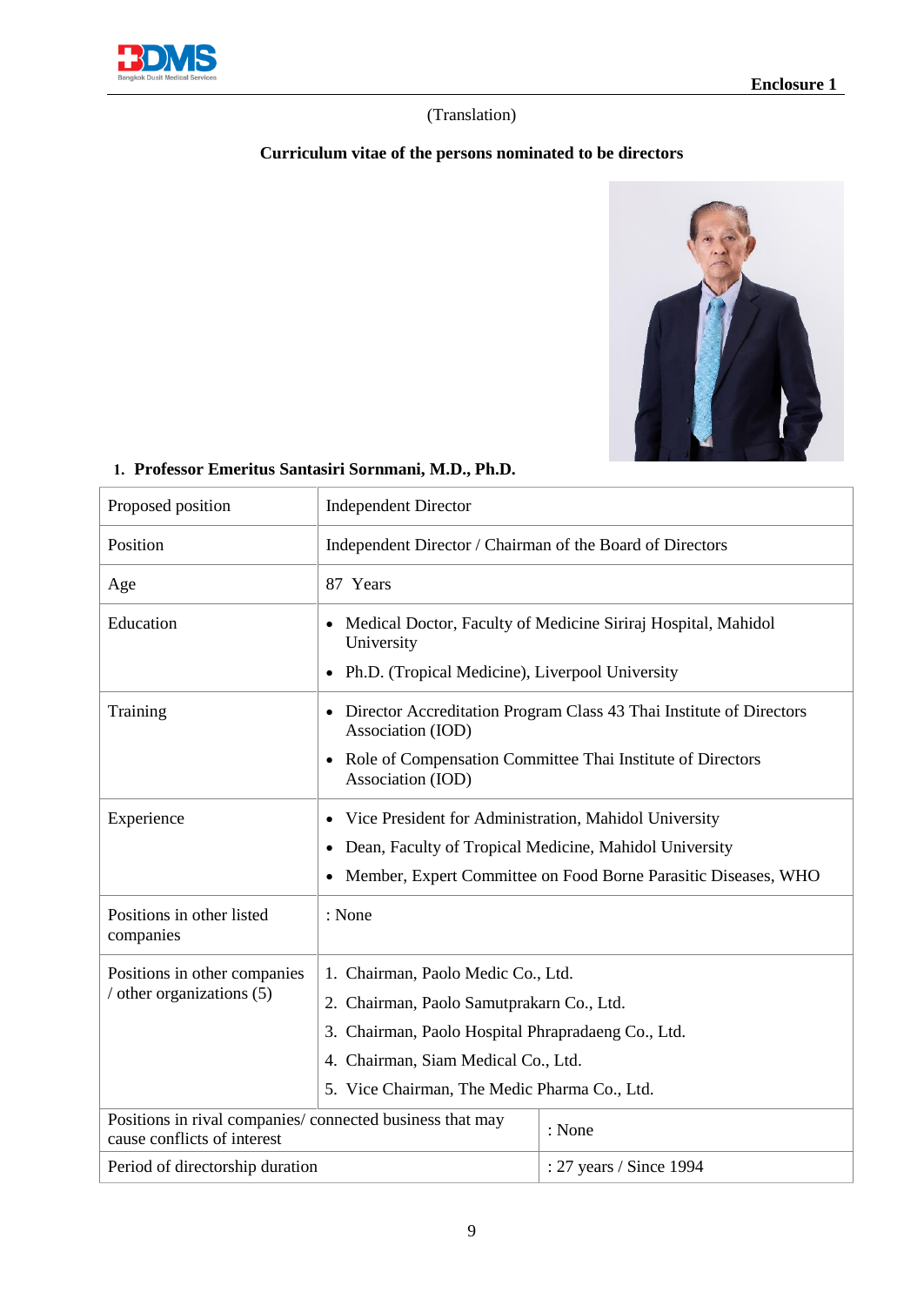Enclosure 1

(Translation)

## Curriculum vitae of the persons nominated to be directors

### 1. Professor Emeritus Santasiri Sornmani, M.D., Ph.D.

| | |
|---|---|
| Proposed position | Independent Director |
| Position | Independent Director / Chairman of the Board of Directors |
| Age | 87 Years |
| Education | • Medical Doctor, Faculty of Medicine Siriraj Hospital, Mahidol University<br>• Ph.D. (Tropical Medicine), Liverpool University |
| Training | • Director Accreditation Program Class 43 Thai Institute of Directors Association (IOD)<br>• Role of Compensation Committee Thai Institute of Directors Association (IOD) |
| Experience | • Vice President for Administration, Mahidol University<br>• Dean, Faculty of Tropical Medicine, Mahidol University<br>• Member, Expert Committee on Food Borne Parasitic Diseases, WHO |
| Positions in other listed companies | : None |
| Positions in other companies / other organizations (5) | 1. Chairman, Paolo Medic Co., Ltd.<br>2. Chairman, Paolo Samutprakarn Co., Ltd.<br>3. Chairman, Paolo Hospital Phrapradaeng Co., Ltd.<br>4. Chairman, Siam Medical Co., Ltd.<br>5. Vice Chairman, The Medic Pharma Co., Ltd. |
| Positions in rival companies/ connected business that may cause conflicts of interest | : None |
| Period of directorship duration | : 27 years / Since 1994 |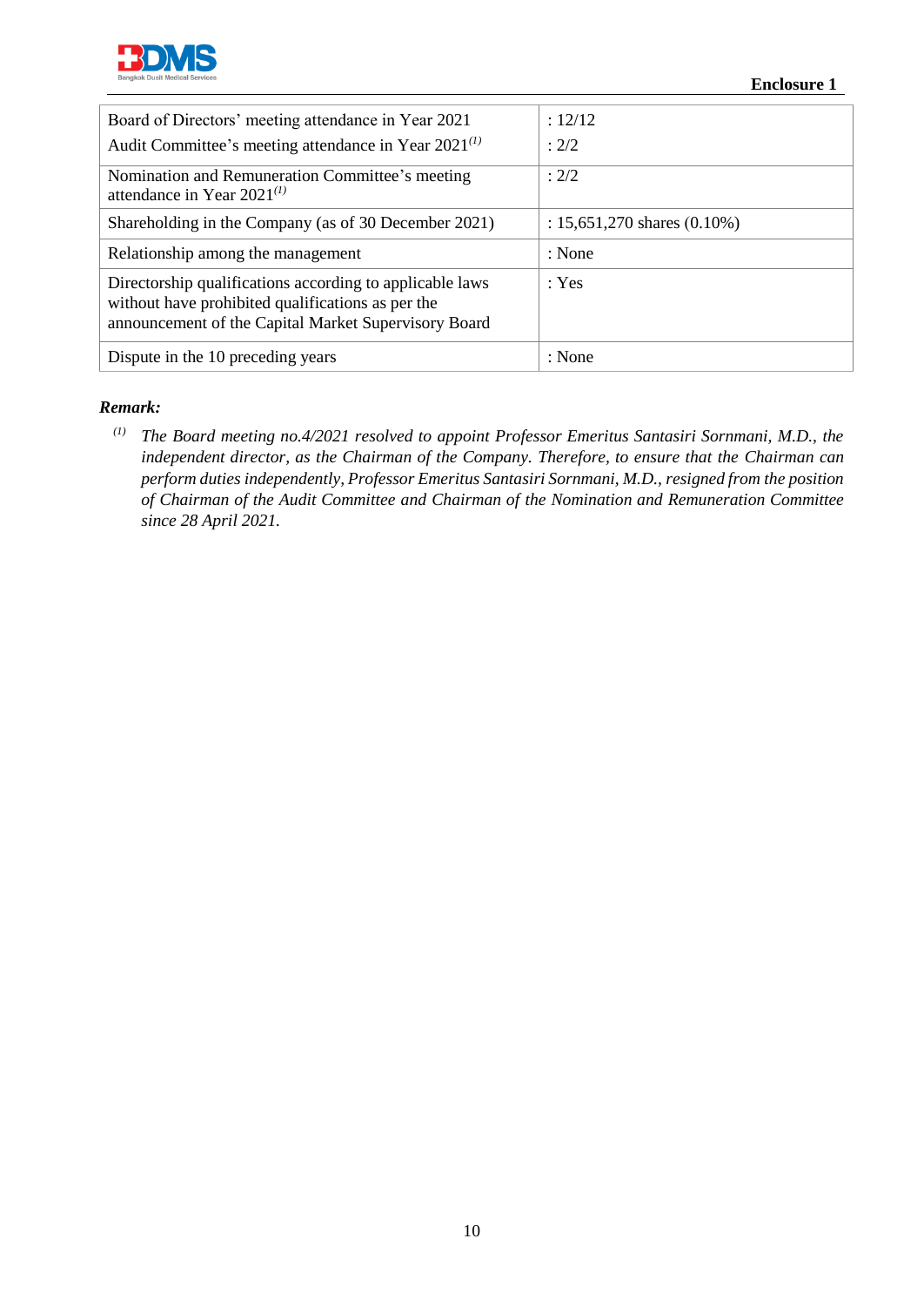| | |
|---|---|
| Board of Directors' meeting attendance in Year 2021<br>Audit Committee's meeting attendance in Year 2021[(1)] | : 12/12<br>: 2/2 |
| Nomination and Remuneration Committee's meeting attendance in Year 2021[(1)] | : 2/2 |
| Shareholding in the Company (as of 30 December 2021) | : 15,651,270 shares (0.10%) |
| Relationship among the management | : None |
| Directorship qualifications according to applicable laws without have prohibited qualifications as per the announcement of the Capital Market Supervisory Board | : Yes |
| Dispute in the 10 preceding years | : None |

***Remark:***

[(1)] *The Board meeting no.4/2021 resolved to appoint Professor Emeritus Santasiri Sornmani, M.D., the independent director, as the Chairman of the Company. Therefore, to ensure that the Chairman can perform duties independently, Professor Emeritus Santasiri Sornmani, M.D., resigned from the position of Chairman of the Audit Committee and Chairman of the Nomination and Remuneration Committee since 28 April 2021.*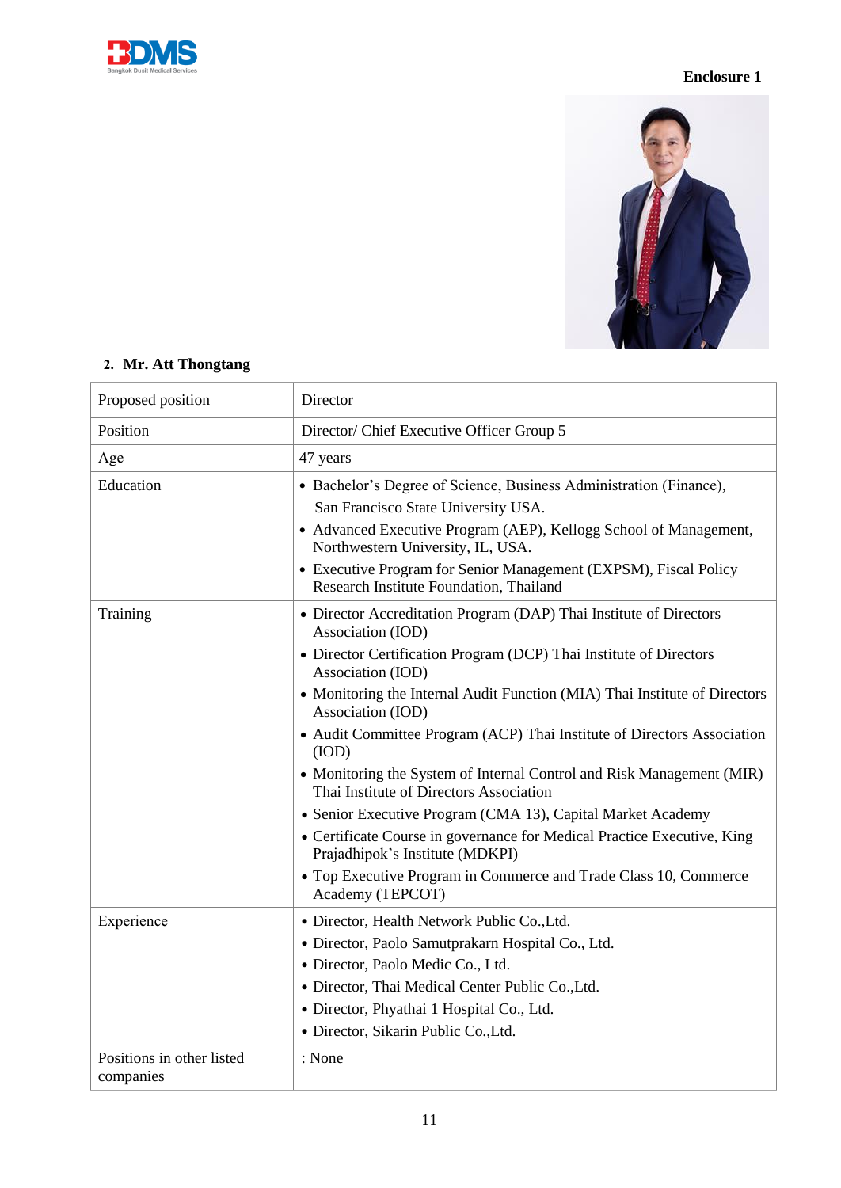Enclosure 1

**2. Mr. Att Thongtang**

| Proposed position | Director |
|---|---|
| Position | Director/ Chief Executive Officer Group 5 |
| Age | 47 years |
| Education | • Bachelor's Degree of Science, Business Administration (Finance), San Francisco State University USA.<br>• Advanced Executive Program (AEP), Kellogg School of Management, Northwestern University, IL, USA.<br>• Executive Program for Senior Management (EXPSM), Fiscal Policy Research Institute Foundation, Thailand |
| Training | • Director Accreditation Program (DAP) Thai Institute of Directors Association (IOD)<br>• Director Certification Program (DCP) Thai Institute of Directors Association (IOD)<br>• Monitoring the Internal Audit Function (MIA) Thai Institute of Directors Association (IOD)<br>• Audit Committee Program (ACP) Thai Institute of Directors Association (IOD)<br>• Monitoring the System of Internal Control and Risk Management (MIR) Thai Institute of Directors Association<br>• Senior Executive Program (CMA 13), Capital Market Academy<br>• Certificate Course in governance for Medical Practice Executive, King Prajadhipok's Institute (MDKPI)<br>• Top Executive Program in Commerce and Trade Class 10, Commerce Academy (TEPCOT) |
| Experience | • Director, Health Network Public Co.,Ltd.<br>• Director, Paolo Samutprakarn Hospital Co., Ltd.<br>• Director, Paolo Medic Co., Ltd.<br>• Director, Thai Medical Center Public Co.,Ltd.<br>• Director, Phyathai 1 Hospital Co., Ltd.<br>• Director, Sikarin Public Co.,Ltd. |
| Positions in other listed companies | : None |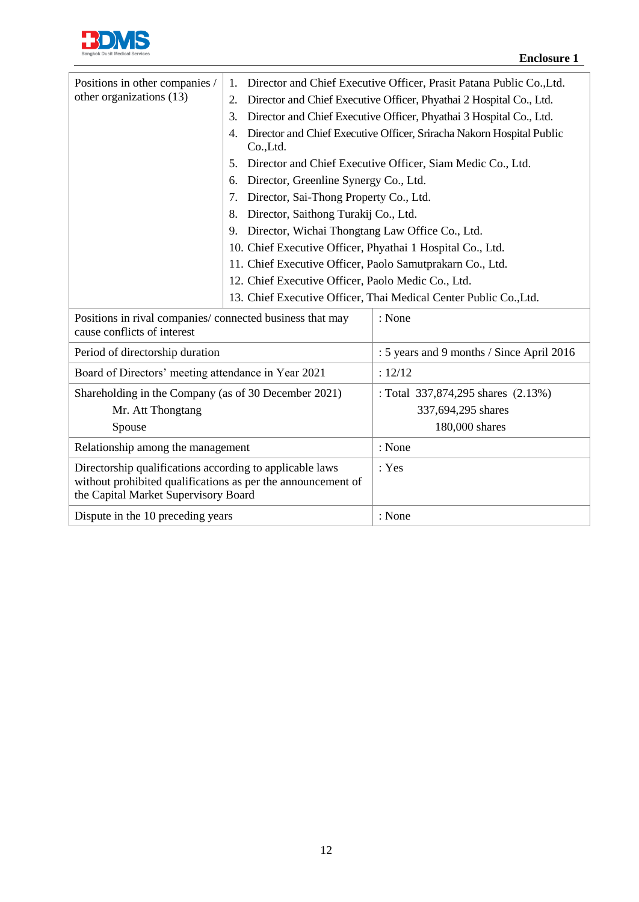**Enclosure 1**

| Positions in other companies / other organizations (13) | 1. Director and Chief Executive Officer, Prasit Patana Public Co.,Ltd.<br>2. Director and Chief Executive Officer, Phyathai 2 Hospital Co., Ltd.<br>3. Director and Chief Executive Officer, Phyathai 3 Hospital Co., Ltd.<br>4. Director and Chief Executive Officer, Sriracha Nakorn Hospital Public Co.,Ltd.<br>5. Director and Chief Executive Officer, Siam Medic Co., Ltd.<br>6. Director, Greenline Synergy Co., Ltd.<br>7. Director, Sai-Thong Property Co., Ltd.<br>8. Director, Saithong Turakij Co., Ltd.<br>9. Director, Wichai Thongtang Law Office Co., Ltd.<br>10. Chief Executive Officer, Phyathai 1 Hospital Co., Ltd.<br>11. Chief Executive Officer, Paolo Samutprakarn Co., Ltd.<br>12. Chief Executive Officer, Paolo Medic Co., Ltd.<br>13. Chief Executive Officer, Thai Medical Center Public Co.,Ltd. |
|---|---|
| Positions in rival companies/ connected business that may cause conflicts of interest | : None |
| Period of directorship duration | : 5 years and 9 months / Since April 2016 |
| Board of Directors' meeting attendance in Year 2021 | : 12/12 |
| Shareholding in the Company (as of 30 December 2021)<br>Mr. Att Thongtang<br>Spouse | : Total 337,874,295 shares (2.13%)<br>337,694,295 shares<br>180,000 shares |
| Relationship among the management | : None |
| Directorship qualifications according to applicable laws without prohibited qualifications as per the announcement of the Capital Market Supervisory Board | : Yes |
| Dispute in the 10 preceding years | : None |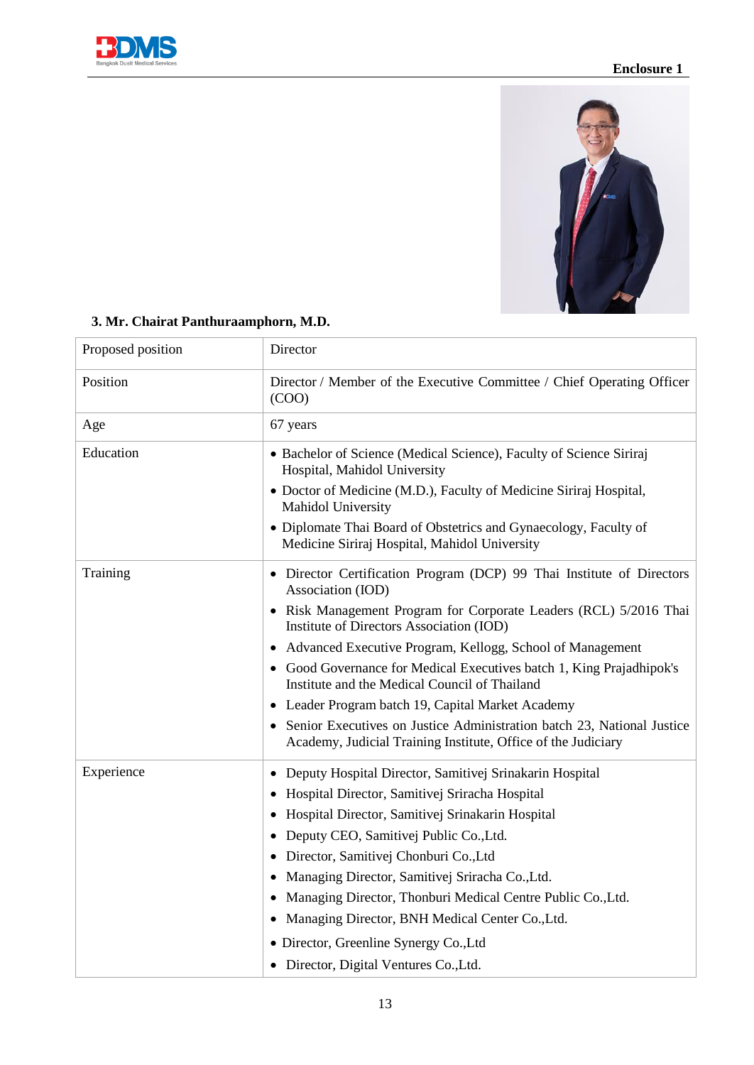Enclosure 1

### 3. Mr. Chairat Panthuraamphorn, M.D.

| | |
|---|---|
| Proposed position | Director |
| Position | Director / Member of the Executive Committee / Chief Operating Officer (COO) |
| Age | 67 years |
| Education | • Bachelor of Science (Medical Science), Faculty of Science Siriraj Hospital, Mahidol University<br>• Doctor of Medicine (M.D.), Faculty of Medicine Siriraj Hospital, Mahidol University<br>• Diplomate Thai Board of Obstetrics and Gynaecology, Faculty of Medicine Siriraj Hospital, Mahidol University |
| Training | • Director Certification Program (DCP) 99 Thai Institute of Directors Association (IOD)<br>• Risk Management Program for Corporate Leaders (RCL) 5/2016 Thai Institute of Directors Association (IOD)<br>• Advanced Executive Program, Kellogg, School of Management<br>• Good Governance for Medical Executives batch 1, King Prajadhipok's Institute and the Medical Council of Thailand<br>• Leader Program batch 19, Capital Market Academy<br>• Senior Executives on Justice Administration batch 23, National Justice Academy, Judicial Training Institute, Office of the Judiciary |
| Experience | • Deputy Hospital Director, Samitivej Srinakarin Hospital<br>• Hospital Director, Samitivej Sriracha Hospital<br>• Hospital Director, Samitivej Srinakarin Hospital<br>• Deputy CEO, Samitivej Public Co.,Ltd.<br>• Director, Samitivej Chonburi Co.,Ltd<br>• Managing Director, Samitivej Sriracha Co.,Ltd.<br>• Managing Director, Thonburi Medical Centre Public Co.,Ltd.<br>• Managing Director, BNH Medical Center Co.,Ltd.<br>• Director, Greenline Synergy Co.,Ltd<br>• Director, Digital Ventures Co.,Ltd. |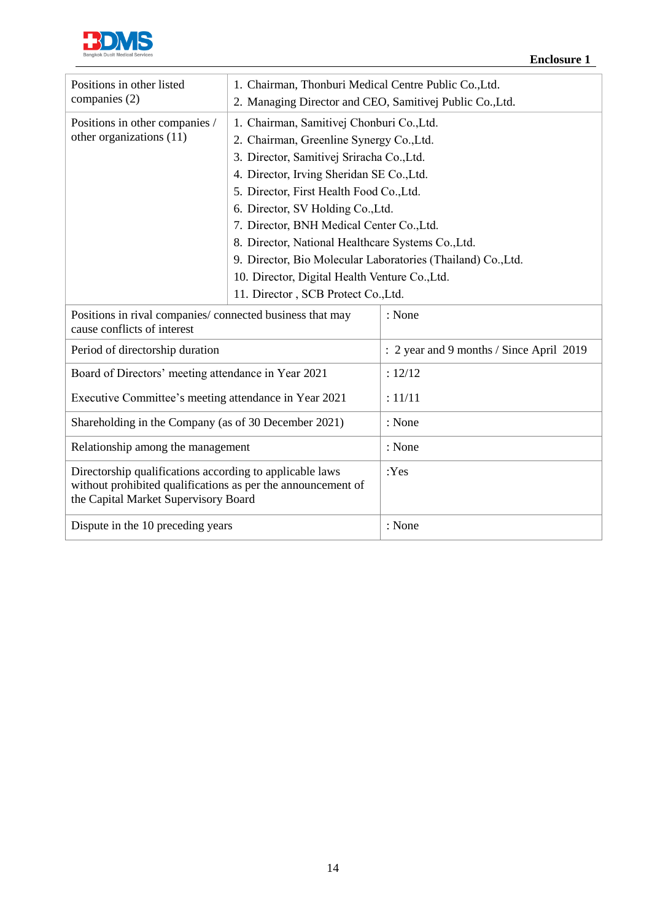**Enclosure 1**

| | |
|---|---|
| Positions in other listed companies (2) | 1. Chairman, Thonburi Medical Centre Public Co.,Ltd.<br>2. Managing Director and CEO, Samitivej Public Co.,Ltd. |
| Positions in other companies / other organizations (11) | 1. Chairman, Samitivej Chonburi Co.,Ltd.<br>2. Chairman, Greenline Synergy Co.,Ltd.<br>3. Director, Samitivej Sriracha Co.,Ltd.<br>4. Director, Irving Sheridan SE Co.,Ltd.<br>5. Director, First Health Food Co.,Ltd.<br>6. Director, SV Holding Co.,Ltd.<br>7. Director, BNH Medical Center Co.,Ltd.<br>8. Director, National Healthcare Systems Co.,Ltd.<br>9. Director, Bio Molecular Laboratories (Thailand) Co.,Ltd.<br>10. Director, Digital Health Venture Co.,Ltd.<br>11. Director , SCB Protect Co.,Ltd. |
| Positions in rival companies/ connected business that may cause conflicts of interest | : None |
| Period of directorship duration | : 2 year and 9 months / Since April 2019 |
| Board of Directors' meeting attendance in Year 2021<br>Executive Committee's meeting attendance in Year 2021 | : 12/12<br>: 11/11 |
| Shareholding in the Company (as of 30 December 2021) | : None |
| Relationship among the management | : None |
| Directorship qualifications according to applicable laws without prohibited qualifications as per the announcement of the Capital Market Supervisory Board | :Yes |
| Dispute in the 10 preceding years | : None |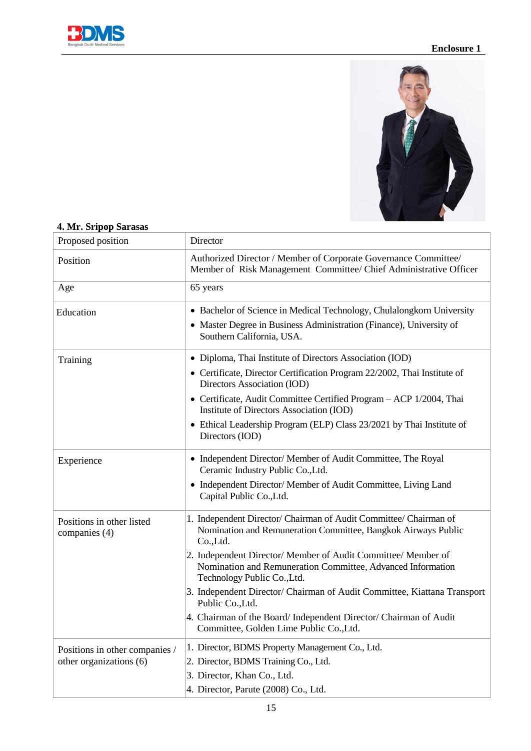Enclosure 1

**4. Mr. Sripop Sarasas**

| Proposed position | Director |
|---|---|
| Position | Authorized Director / Member of Corporate Governance Committee/ Member of Risk Management Committee/ Chief Administrative Officer |
| Age | 65 years |
| Education | • Bachelor of Science in Medical Technology, Chulalongkorn University<br>• Master Degree in Business Administration (Finance), University of Southern California, USA. |
| Training | • Diploma, Thai Institute of Directors Association (IOD)<br>• Certificate, Director Certification Program 22/2002, Thai Institute of Directors Association (IOD)<br>• Certificate, Audit Committee Certified Program – ACP 1/2004, Thai Institute of Directors Association (IOD)<br>• Ethical Leadership Program (ELP) Class 23/2021 by Thai Institute of Directors (IOD) |
| Experience | • Independent Director/ Member of Audit Committee, The Royal Ceramic Industry Public Co.,Ltd.<br>• Independent Director/ Member of Audit Committee, Living Land Capital Public Co.,Ltd. |
| Positions in other listed companies (4) | 1. Independent Director/ Chairman of Audit Committee/ Chairman of Nomination and Remuneration Committee, Bangkok Airways Public Co.,Ltd.<br>2. Independent Director/ Member of Audit Committee/ Member of Nomination and Remuneration Committee, Advanced Information Technology Public Co.,Ltd.<br>3. Independent Director/ Chairman of Audit Committee, Kiattana Transport Public Co.,Ltd.<br>4. Chairman of the Board/ Independent Director/ Chairman of Audit Committee, Golden Lime Public Co.,Ltd. |
| Positions in other companies / other organizations (6) | 1. Director, BDMS Property Management Co., Ltd.<br>2. Director, BDMS Training Co., Ltd.<br>3. Director, Khan Co., Ltd.<br>4. Director, Parute (2008) Co., Ltd. |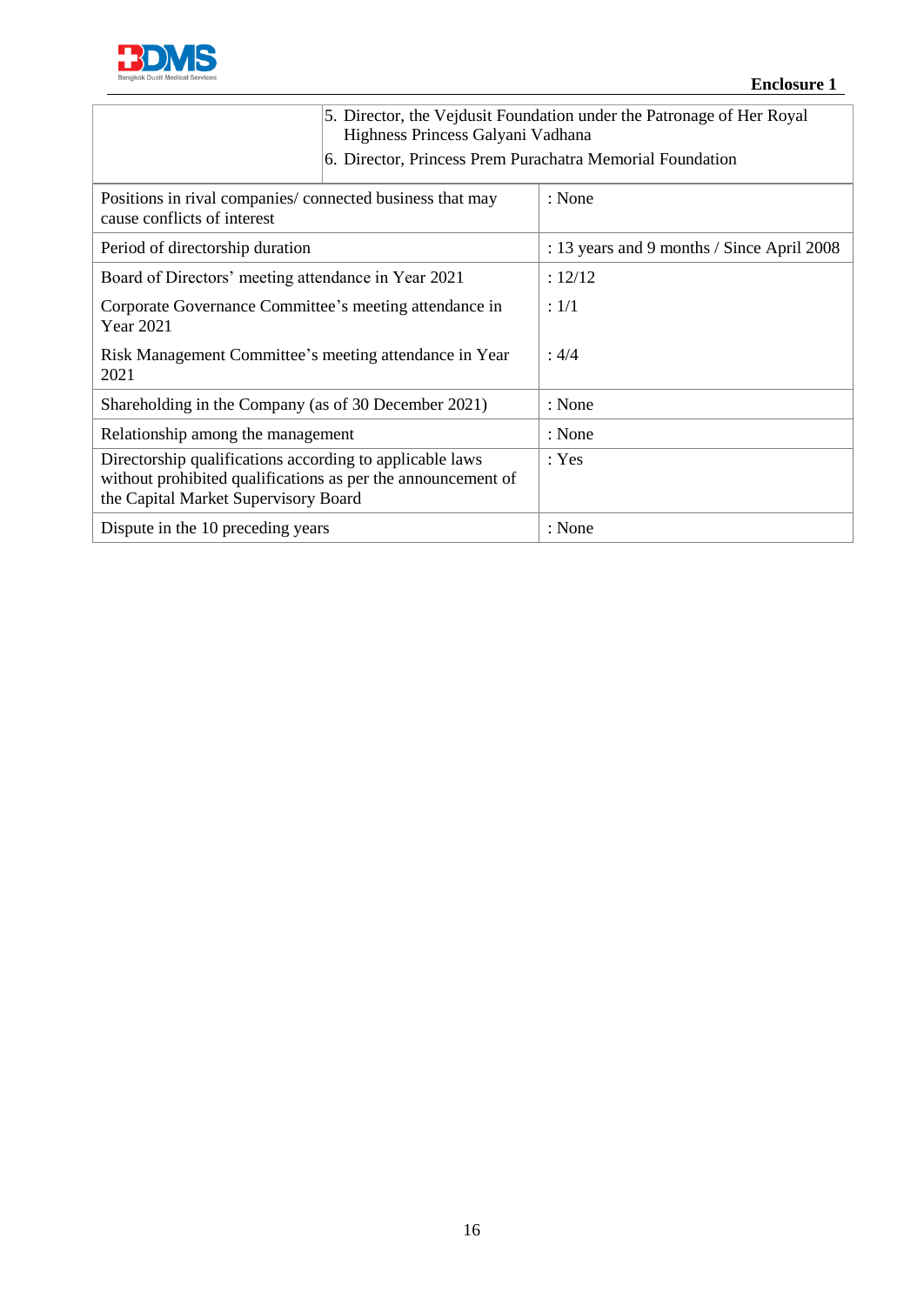| | |
|---|---|
| | 5. Director, the Vejdusit Foundation under the Patronage of Her Royal Highness Princess Galyani Vadhana<br>6. Director, Princess Prem Purachatra Memorial Foundation |
| Positions in rival companies/ connected business that may cause conflicts of interest | : None |
| Period of directorship duration | : 13 years and 9 months / Since April 2008 |
| Board of Directors' meeting attendance in Year 2021 | : 12/12 |
| Corporate Governance Committee's meeting attendance in Year 2021 | : 1/1 |
| Risk Management Committee's meeting attendance in Year 2021 | : 4/4 |
| Shareholding in the Company (as of 30 December 2021) | : None |
| Relationship among the management | : None |
| Directorship qualifications according to applicable laws without prohibited qualifications as per the announcement of the Capital Market Supervisory Board | : Yes |
| Dispute in the 10 preceding years | : None |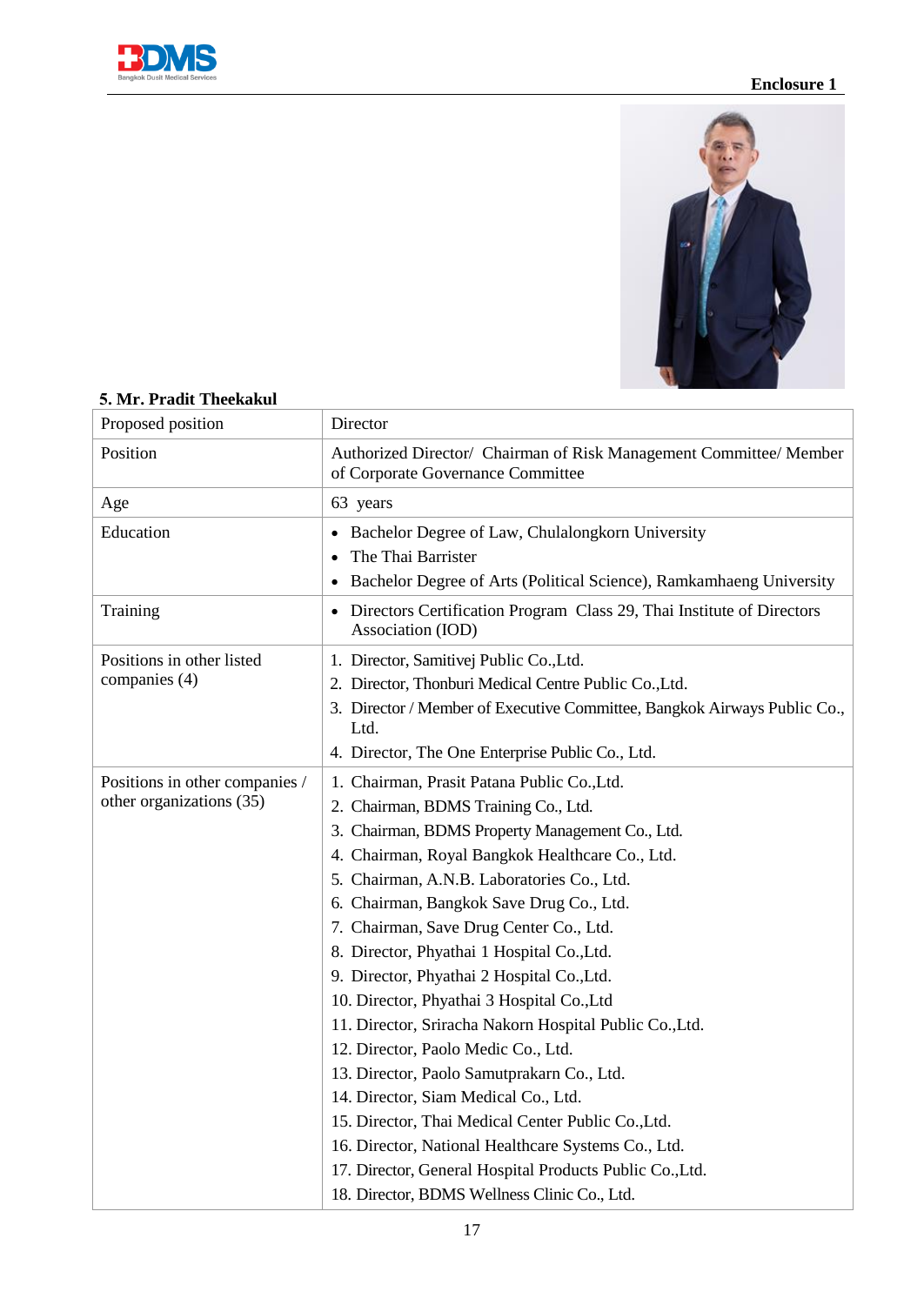Enclosure 1

**5. Mr. Pradit Theekakul**

| | |
|---|---|
| Proposed position | Director |
| Position | Authorized Director/ Chairman of Risk Management Committee/ Member of Corporate Governance Committee |
| Age | 63 years |
| Education | • Bachelor Degree of Law, Chulalongkorn University<br>• The Thai Barrister<br>• Bachelor Degree of Arts (Political Science), Ramkamhaeng University |
| Training | • Directors Certification Program Class 29, Thai Institute of Directors Association (IOD) |
| Positions in other listed companies (4) | 1. Director, Samitivej Public Co.,Ltd.<br>2. Director, Thonburi Medical Centre Public Co.,Ltd.<br>3. Director / Member of Executive Committee, Bangkok Airways Public Co., Ltd.<br>4. Director, The One Enterprise Public Co., Ltd. |
| Positions in other companies / other organizations (35) | 1. Chairman, Prasit Patana Public Co.,Ltd.<br>2. Chairman, BDMS Training Co., Ltd.<br>3. Chairman, BDMS Property Management Co., Ltd.<br>4. Chairman, Royal Bangkok Healthcare Co., Ltd.<br>5. Chairman, A.N.B. Laboratories Co., Ltd.<br>6. Chairman, Bangkok Save Drug Co., Ltd.<br>7. Chairman, Save Drug Center Co., Ltd.<br>8. Director, Phyathai 1 Hospital Co.,Ltd.<br>9. Director, Phyathai 2 Hospital Co.,Ltd.<br>10. Director, Phyathai 3 Hospital Co.,Ltd<br>11. Director, Sriracha Nakorn Hospital Public Co.,Ltd.<br>12. Director, Paolo Medic Co., Ltd.<br>13. Director, Paolo Samutprakarn Co., Ltd.<br>14. Director, Siam Medical Co., Ltd.<br>15. Director, Thai Medical Center Public Co.,Ltd.<br>16. Director, National Healthcare Systems Co., Ltd.<br>17. Director, General Hospital Products Public Co.,Ltd.<br>18. Director, BDMS Wellness Clinic Co., Ltd. |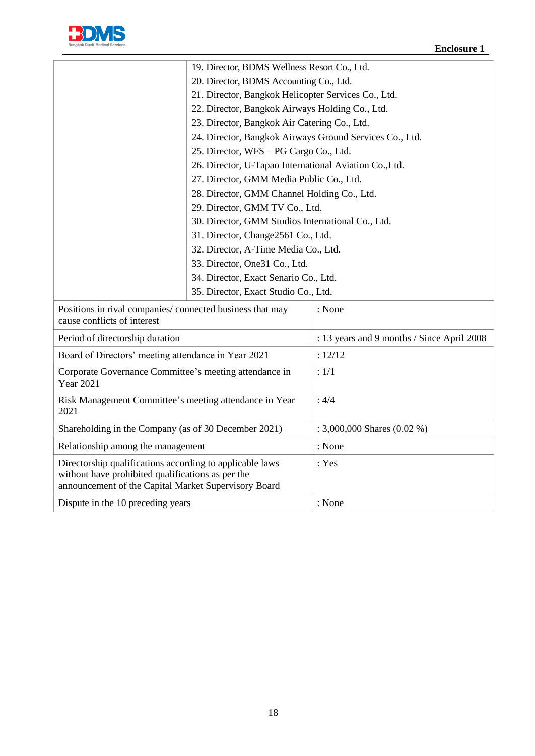Enclosure 1

| | | |
|---|---|---|
| | 19. Director, BDMS Wellness Resort Co., Ltd.<br>20. Director, BDMS Accounting Co., Ltd.<br>21. Director, Bangkok Helicopter Services Co., Ltd.<br>22. Director, Bangkok Airways Holding Co., Ltd.<br>23. Director, Bangkok Air Catering Co., Ltd.<br>24. Director, Bangkok Airways Ground Services Co., Ltd.<br>25. Director, WFS – PG Cargo Co., Ltd.<br>26. Director, U-Tapao International Aviation Co.,Ltd.<br>27. Director, GMM Media Public Co., Ltd.<br>28. Director, GMM Channel Holding Co., Ltd.<br>29. Director, GMM TV Co., Ltd.<br>30. Director, GMM Studios International Co., Ltd.<br>31. Director, Change2561 Co., Ltd.<br>32. Director, A-Time Media Co., Ltd.<br>33. Director, One31 Co., Ltd.<br>34. Director, Exact Senario Co., Ltd.<br>35. Director, Exact Studio Co., Ltd. | |
| Positions in rival companies/ connected business that may cause conflicts of interest | | : None |
| Period of directorship duration | | : 13 years and 9 months / Since April 2008 |
| Board of Directors' meeting attendance in Year 2021 | | : 12/12 |
| Corporate Governance Committee's meeting attendance in Year 2021 | | : 1/1 |
| Risk Management Committee's meeting attendance in Year 2021 | | : 4/4 |
| Shareholding in the Company (as of 30 December 2021) | | : 3,000,000 Shares (0.02 %) |
| Relationship among the management | | : None |
| Directorship qualifications according to applicable laws without have prohibited qualifications as per the announcement of the Capital Market Supervisory Board | | : Yes |
| Dispute in the 10 preceding years | | : None |